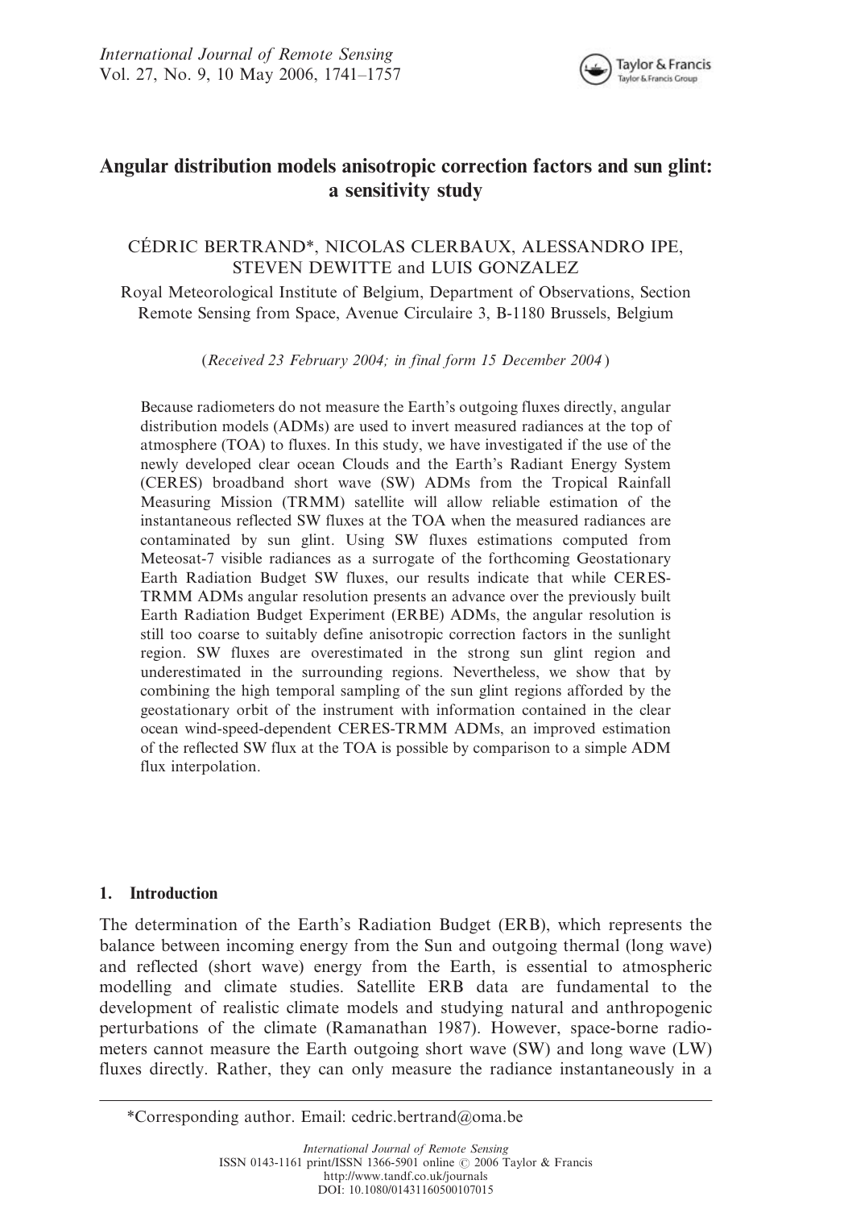# Angular distribution models anisotropic correction factors and sun glint: a sensitivity study

CÉDRIC BERTRAND*, NICOLAS CLERBAUX, ALESSANDRO IPE, STEVEN DEWITTE and LUIS GONZALEZ

Royal Meteorological Institute of Belgium, Department of Observations, Section Remote Sensing from Space, Avenue Circulaire 3, B-1180 Brussels, Belgium

(*Received 23 February 2004; in final form 15 December 2004*)

Because radiometers do not measure the Earth's outgoing fluxes directly, angular distribution models (ADMs) are used to invert measured radiances at the top of atmosphere (TOA) to fluxes. In this study, we have investigated if the use of the newly developed clear ocean Clouds and the Earth's Radiant Energy System (CERES) broadband short wave (SW) ADMs from the Tropical Rainfall Measuring Mission (TRMM) satellite will allow reliable estimation of the instantaneous reflected SW fluxes at the TOA when the measured radiances are contaminated by sun glint. Using SW fluxes estimations computed from Meteosat-7 visible radiances as a surrogate of the forthcoming Geostationary Earth Radiation Budget SW fluxes, our results indicate that while CERES-TRMM ADMs angular resolution presents an advance over the previously built Earth Radiation Budget Experiment (ERBE) ADMs, the angular resolution is still too coarse to suitably define anisotropic correction factors in the sunlight region. SW fluxes are overestimated in the strong sun glint region and underestimated in the surrounding regions. Nevertheless, we show that by combining the high temporal sampling of the sun glint regions afforded by the geostationary orbit of the instrument with information contained in the clear ocean wind-speed-dependent CERES-TRMM ADMs, an improved estimation of the reflected SW flux at the TOA is possible by comparison to a simple ADM flux interpolation.

## 1. Introduction

The determination of the Earth's Radiation Budget (ERB), which represents the balance between incoming energy from the Sun and outgoing thermal (long wave) and reflected (short wave) energy from the Earth, is essential to atmospheric modelling and climate studies. Satellite ERB data are fundamental to the development of realistic climate models and studying natural and anthropogenic perturbations of the climate (Ramanathan 1987). However, space-borne radiometers cannot measure the Earth outgoing short wave (SW) and long wave (LW) fluxes directly. Rather, they can only measure the radiance instantaneously in a

*Corresponding author. Email: cedric.bertrand@oma.be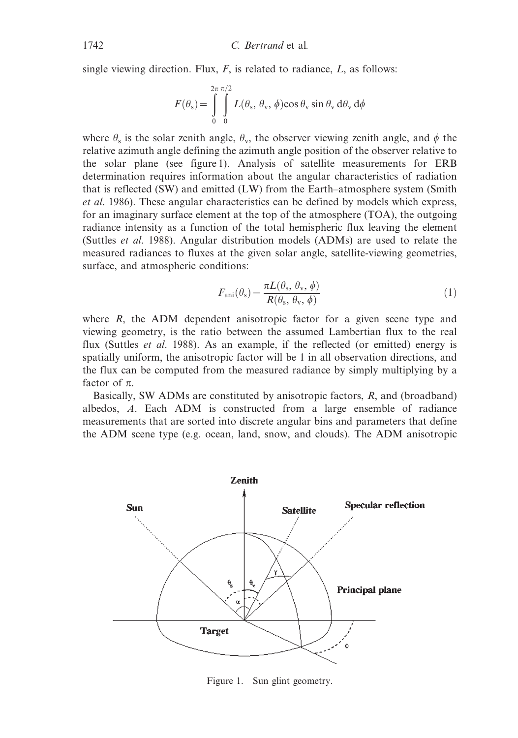single viewing direction. Flux, $F$, is related to radiance, $L$, as follows:

$$F(\theta_s) = \int_0^{2\pi} \int_0^{\pi/2} L(\theta_s, \theta_v, \phi) \cos\theta_v \sin\theta_v \, d\theta_v \, d\phi$$

where $\theta_s$ is the solar zenith angle, $\theta_v$, the observer viewing zenith angle, and $\phi$ the relative azimuth angle defining the azimuth angle position of the observer relative to the solar plane (see figure 1). Analysis of satellite measurements for ERB determination requires information about the angular characteristics of radiation that is reflected (SW) and emitted (LW) from the Earth–atmosphere system (Smith *et al*. 1986). These angular characteristics can be defined by models which express, for an imaginary surface element at the top of the atmosphere (TOA), the outgoing radiance intensity as a function of the total hemispheric flux leaving the element (Suttles *et al*. 1988). Angular distribution models (ADMs) are used to relate the measured radiances to fluxes at the given solar angle, satellite-viewing geometries, surface, and atmospheric conditions:

$$F_{\text{ani}}(\theta_s) = \frac{\pi L(\theta_s, \theta_v, \phi)}{R(\theta_s, \theta_v, \phi)} \tag{1}$$

where $R$, the ADM dependent anisotropic factor for a given scene type and viewing geometry, is the ratio between the assumed Lambertian flux to the real flux (Suttles *et al*. 1988). As an example, if the reflected (or emitted) energy is spatially uniform, the anisotropic factor will be 1 in all observation directions, and the flux can be computed from the measured radiance by simply multiplying by a factor of $\pi$.

Basically, SW ADMs are constituted by anisotropic factors, $R$, and (broadband) albedos, $A$. Each ADM is constructed from a large ensemble of radiance measurements that are sorted into discrete angular bins and parameters that define the ADM scene type (e.g. ocean, land, snow, and clouds). The ADM anisotropic

Figure 1. Sun glint geometry.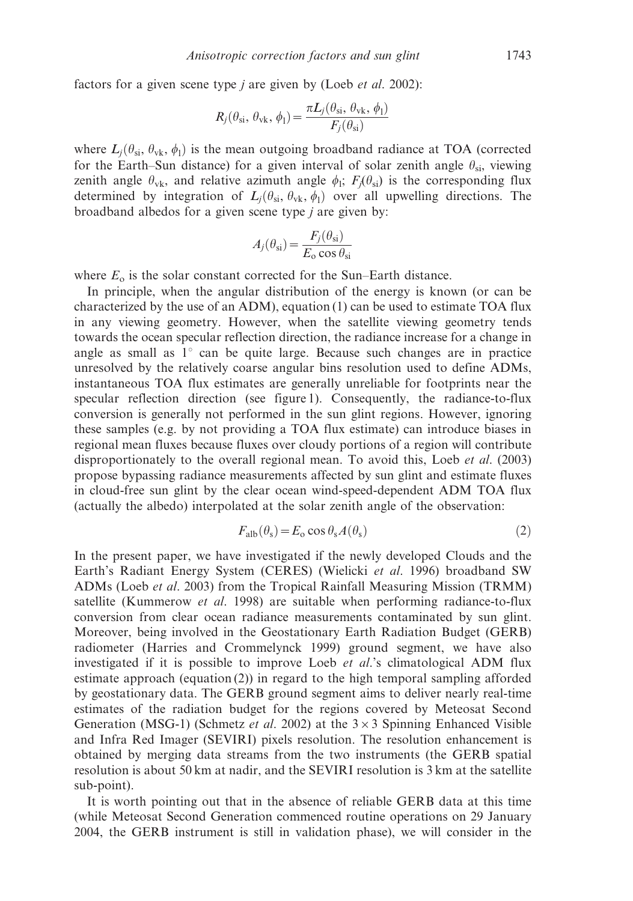factors for a given scene type *j* are given by (Loeb *et al.* 2002):

$$R_j(\theta_{si}, \theta_{vk}, \phi_l) = \frac{\pi L_j(\theta_{si}, \theta_{vk}, \phi_l)}{F_j(\theta_{si})}$$

where $L_j(\theta_{si}, \theta_{vk}, \phi_l)$ is the mean outgoing broadband radiance at TOA (corrected for the Earth–Sun distance) for a given interval of solar zenith angle $\theta_{si}$, viewing zenith angle $\theta_{vk}$, and relative azimuth angle $\phi_l$; $F_j(\theta_{si})$ is the corresponding flux determined by integration of $L_j(\theta_{si}, \theta_{vk}, \phi_l)$ over all upwelling directions. The broadband albedos for a given scene type *j* are given by:

$$A_j(\theta_{si}) = \frac{F_j(\theta_{si})}{E_o \cos \theta_{si}}$$

where $E_o$ is the solar constant corrected for the Sun–Earth distance.

In principle, when the angular distribution of the energy is known (or can be characterized by the use of an ADM), equation (1) can be used to estimate TOA flux in any viewing geometry. However, when the satellite viewing geometry tends towards the ocean specular reflection direction, the radiance increase for a change in angle as small as 1° can be quite large. Because such changes are in practice unresolved by the relatively coarse angular bins resolution used to define ADMs, instantaneous TOA flux estimates are generally unreliable for footprints near the specular reflection direction (see figure 1). Consequently, the radiance-to-flux conversion is generally not performed in the sun glint regions. However, ignoring these samples (e.g. by not providing a TOA flux estimate) can introduce biases in regional mean fluxes because fluxes over cloudy portions of a region will contribute disproportionately to the overall regional mean. To avoid this, Loeb *et al.* (2003) propose bypassing radiance measurements affected by sun glint and estimate fluxes in cloud-free sun glint by the clear ocean wind-speed-dependent ADM TOA flux (actually the albedo) interpolated at the solar zenith angle of the observation:

$$F_{alb}(\theta_s) = E_o \cos \theta_s A(\theta_s) \tag{2}$$

In the present paper, we have investigated if the newly developed Clouds and the Earth's Radiant Energy System (CERES) (Wielicki *et al.* 1996) broadband SW ADMs (Loeb *et al.* 2003) from the Tropical Rainfall Measuring Mission (TRMM) satellite (Kummerow *et al.* 1998) are suitable when performing radiance-to-flux conversion from clear ocean radiance measurements contaminated by sun glint. Moreover, being involved in the Geostationary Earth Radiation Budget (GERB) radiometer (Harries and Crommelynck 1999) ground segment, we have also investigated if it is possible to improve Loeb *et al.*'s climatological ADM flux estimate approach (equation (2)) in regard to the high temporal sampling afforded by geostationary data. The GERB ground segment aims to deliver nearly real-time estimates of the radiation budget for the regions covered by Meteosat Second Generation (MSG-1) (Schmetz *et al.* 2002) at the $3 \times 3$ Spinning Enhanced Visible and Infra Red Imager (SEVIRI) pixels resolution. The resolution enhancement is obtained by merging data streams from the two instruments (the GERB spatial resolution is about 50 km at nadir, and the SEVIRI resolution is 3 km at the satellite sub-point).

It is worth pointing out that in the absence of reliable GERB data at this time (while Meteosat Second Generation commenced routine operations on 29 January 2004, the GERB instrument is still in validation phase), we will consider in the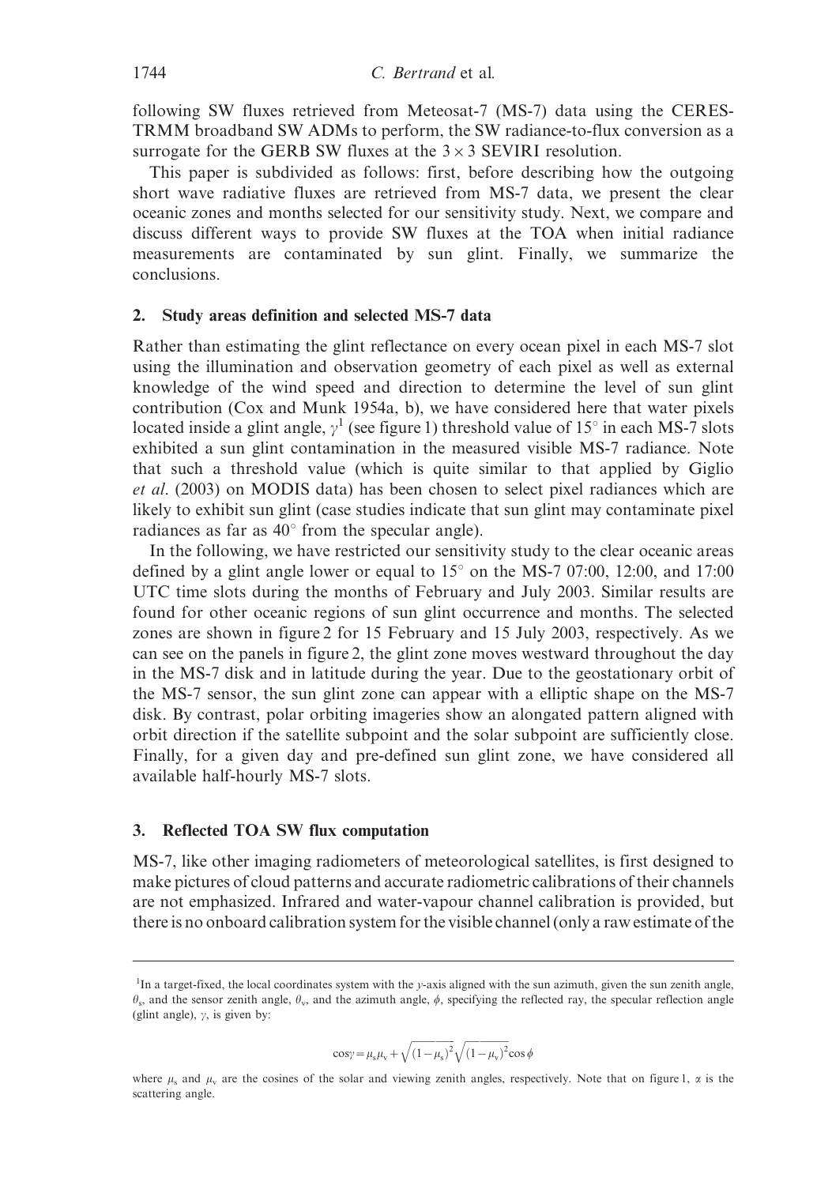following SW fluxes retrieved from Meteosat-7 (MS-7) data using the CERES-TRMM broadband SW ADMs to perform, the SW radiance-to-flux conversion as a surrogate for the GERB SW fluxes at the $3\times3$ SEVIRI resolution.

This paper is subdivided as follows: first, before describing how the outgoing short wave radiative fluxes are retrieved from MS-7 data, we present the clear oceanic zones and months selected for our sensitivity study. Next, we compare and discuss different ways to provide SW fluxes at the TOA when initial radiance measurements are contaminated by sun glint. Finally, we summarize the conclusions.

## 2. Study areas definition and selected MS-7 data

Rather than estimating the glint reflectance on every ocean pixel in each MS-7 slot using the illumination and observation geometry of each pixel as well as external knowledge of the wind speed and direction to determine the level of sun glint contribution (Cox and Munk 1954a, b), we have considered here that water pixels located inside a glint angle, $\gamma$[1] (see figure 1) threshold value of 15° in each MS-7 slots exhibited a sun glint contamination in the measured visible MS-7 radiance. Note that such a threshold value (which is quite similar to that applied by Giglio *et al*. (2003) on MODIS data) has been chosen to select pixel radiances which are likely to exhibit sun glint (case studies indicate that sun glint may contaminate pixel radiances as far as 40° from the specular angle).

In the following, we have restricted our sensitivity study to the clear oceanic areas defined by a glint angle lower or equal to 15° on the MS-7 07:00, 12:00, and 17:00 UTC time slots during the months of February and July 2003. Similar results are found for other oceanic regions of sun glint occurrence and months. The selected zones are shown in figure 2 for 15 February and 15 July 2003, respectively. As we can see on the panels in figure 2, the glint zone moves westward throughout the day in the MS-7 disk and in latitude during the year. Due to the geostationary orbit of the MS-7 sensor, the sun glint zone can appear with a elliptic shape on the MS-7 disk. By contrast, polar orbiting imageries show an alongated pattern aligned with orbit direction if the satellite subpoint and the solar subpoint are sufficiently close. Finally, for a given day and pre-defined sun glint zone, we have considered all available half-hourly MS-7 slots.

## 3. Reflected TOA SW flux computation

MS-7, like other imaging radiometers of meteorological satellites, is first designed to make pictures of cloud patterns and accurate radiometric calibrations of their channels are not emphasized. Infrared and water-vapour channel calibration is provided, but there is no onboard calibration system for the visible channel (only a raw estimate of the

---

[1] In a target-fixed, the local coordinates system with the $y$-axis aligned with the sun azimuth, given the sun zenith angle, $\theta_s$, and the sensor zenith angle, $\theta_v$, and the azimuth angle, $\phi$, specifying the reflected ray, the specular reflection angle (glint angle), $\gamma$, is given by:

$$\cos\gamma = \mu_s\mu_v + \sqrt{(1-\mu_s)^2}\sqrt{(1-\mu_v)^2}\cos\phi$$

where $\mu_s$ and $\mu_v$ are the cosines of the solar and viewing zenith angles, respectively. Note that on figure 1, $\alpha$ is the scattering angle.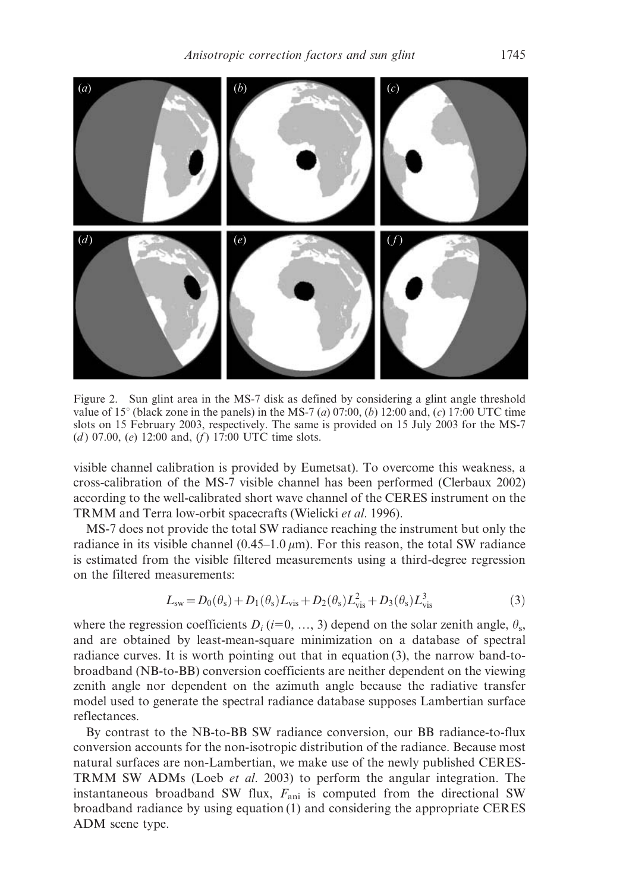Figure 2. Sun glint area in the MS-7 disk as defined by considering a glint angle threshold value of 15° (black zone in the panels) in the MS-7 (*a*) 07:00, (*b*) 12:00 and, (*c*) 17:00 UTC time slots on 15 February 2003, respectively. The same is provided on 15 July 2003 for the MS-7 (*d*) 07.00, (*e*) 12:00 and, (*f*) 17:00 UTC time slots.

visible channel calibration is provided by Eumetsat). To overcome this weakness, a cross-calibration of the MS-7 visible channel has been performed (Clerbaux 2002) according to the well-calibrated short wave channel of the CERES instrument on the TRMM and Terra low-orbit spacecrafts (Wielicki *et al.* 1996).

MS-7 does not provide the total SW radiance reaching the instrument but only the radiance in its visible channel (0.45–1.0 $\mu$m). For this reason, the total SW radiance is estimated from the visible filtered measurements using a third-degree regression on the filtered measurements:

$$L_{sw} = D_0(\theta_s) + D_1(\theta_s)L_{vis} + D_2(\theta_s)L_{vis}^2 + D_3(\theta_s)L_{vis}^3 \quad (3)$$

where the regression coefficients $D_i$ ($i$=0, …, 3) depend on the solar zenith angle, $\theta_s$, and are obtained by least-mean-square minimization on a database of spectral radiance curves. It is worth pointing out that in equation (3), the narrow band-to-broadband (NB-to-BB) conversion coefficients are neither dependent on the viewing zenith angle nor dependent on the azimuth angle because the radiative transfer model used to generate the spectral radiance database supposes Lambertian surface reflectances.

By contrast to the NB-to-BB SW radiance conversion, our BB radiance-to-flux conversion accounts for the non-isotropic distribution of the radiance. Because most natural surfaces are non-Lambertian, we make use of the newly published CERES-TRMM SW ADMs (Loeb *et al.* 2003) to perform the angular integration. The instantaneous broadband SW flux, $F_{ani}$ is computed from the directional SW broadband radiance by using equation (1) and considering the appropriate CERES ADM scene type.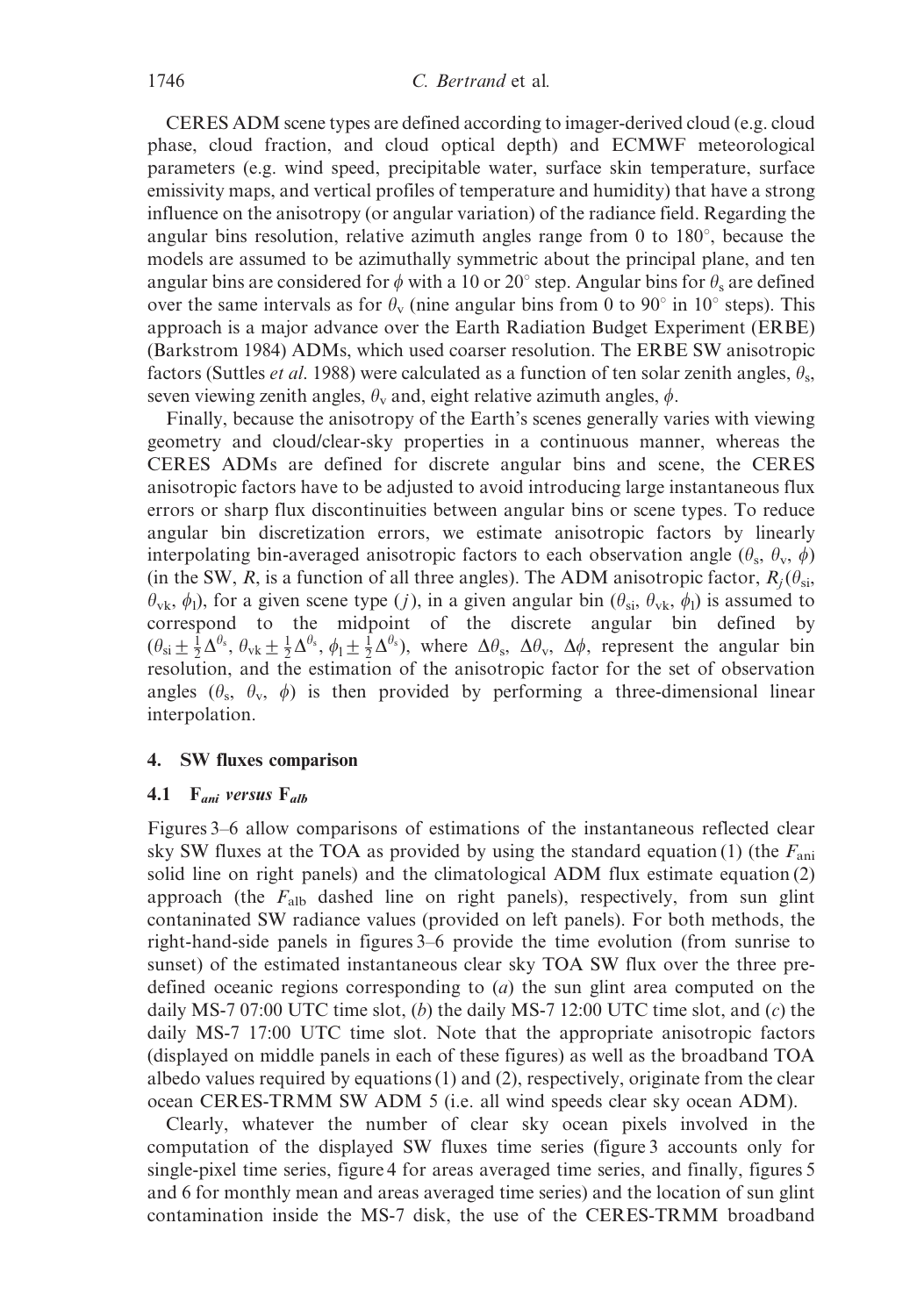CERES ADM scene types are defined according to imager-derived cloud (e.g. cloud phase, cloud fraction, and cloud optical depth) and ECMWF meteorological parameters (e.g. wind speed, precipitable water, surface skin temperature, surface emissivity maps, and vertical profiles of temperature and humidity) that have a strong influence on the anisotropy (or angular variation) of the radiance field. Regarding the angular bins resolution, relative azimuth angles range from 0 to 180°, because the models are assumed to be azimuthally symmetric about the principal plane, and ten angular bins are considered for $\phi$ with a 10 or 20° step. Angular bins for $\theta_s$ are defined over the same intervals as for $\theta_v$ (nine angular bins from 0 to 90° in 10° steps). This approach is a major advance over the Earth Radiation Budget Experiment (ERBE) (Barkstrom 1984) ADMs, which used coarser resolution. The ERBE SW anisotropic factors (Suttles *et al.* 1988) were calculated as a function of ten solar zenith angles, $\theta_s$, seven viewing zenith angles, $\theta_v$ and, eight relative azimuth angles, $\phi$.

Finally, because the anisotropy of the Earth's scenes generally varies with viewing geometry and cloud/clear-sky properties in a continuous manner, whereas the CERES ADMs are defined for discrete angular bins and scene, the CERES anisotropic factors have to be adjusted to avoid introducing large instantaneous flux errors or sharp flux discontinuities between angular bins or scene types. To reduce angular bin discretization errors, we estimate anisotropic factors by linearly interpolating bin-averaged anisotropic factors to each observation angle ($\theta_s$, $\theta_v$, $\phi$) (in the SW, $R$, is a function of all three angles). The ADM anisotropic factor, $R_j(\theta_{si}, \theta_{vk}, \phi_l)$, for a given scene type ($j$), in a given angular bin ($\theta_{si}$, $\theta_{vk}$, $\phi_l$) is assumed to correspond to the midpoint of the discrete angular bin defined by ($\theta_{si} \pm \frac{1}{2}\Delta^{\theta_s}$, $\theta_{vk} \pm \frac{1}{2}\Delta^{\theta_s}$, $\phi_l \pm \frac{1}{2}\Delta^{\theta_s}$), where $\Delta\theta_s$, $\Delta\theta_v$, $\Delta\phi$, represent the angular bin resolution, and the estimation of the anisotropic factor for the set of observation angles ($\theta_s$, $\theta_v$, $\phi$) is then provided by performing a three-dimensional linear interpolation.

## 4. SW fluxes comparison

### 4.1 $F_{ani}$ *versus* $F_{alb}$

Figures 3–6 allow comparisons of estimations of the instantaneous reflected clear sky SW fluxes at the TOA as provided by using the standard equation (1) (the $F_{\text{ani}}$ solid line on right panels) and the climatological ADM flux estimate equation (2) approach (the $F_{\text{alb}}$ dashed line on right panels), respectively, from sun glint contaninated SW radiance values (provided on left panels). For both methods, the right-hand-side panels in figures 3–6 provide the time evolution (from sunrise to sunset) of the estimated instantaneous clear sky TOA SW flux over the three pre-defined oceanic regions corresponding to (*a*) the sun glint area computed on the daily MS-7 07:00 UTC time slot, (*b*) the daily MS-7 12:00 UTC time slot, and (*c*) the daily MS-7 17:00 UTC time slot. Note that the appropriate anisotropic factors (displayed on middle panels in each of these figures) as well as the broadband TOA albedo values required by equations (1) and (2), respectively, originate from the clear ocean CERES-TRMM SW ADM 5 (i.e. all wind speeds clear sky ocean ADM).

Clearly, whatever the number of clear sky ocean pixels involved in the computation of the displayed SW fluxes time series (figure 3 accounts only for single-pixel time series, figure 4 for areas averaged time series, and finally, figures 5 and 6 for monthly mean and areas averaged time series) and the location of sun glint contamination inside the MS-7 disk, the use of the CERES-TRMM broadband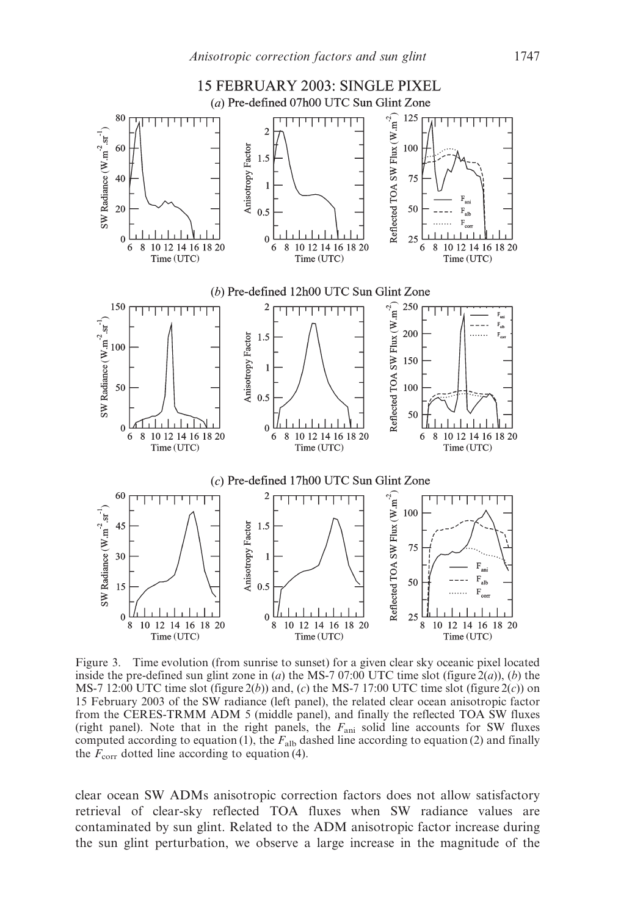Figure 3. Time evolution (from sunrise to sunset) for a given clear sky oceanic pixel located inside the pre-defined sun glint zone in (*a*) the MS-7 07:00 UTC time slot (figure 2(*a*)), (*b*) the MS-7 12:00 UTC time slot (figure 2(*b*)) and, (*c*) the MS-7 17:00 UTC time slot (figure 2(*c*)) on 15 February 2003 of the SW radiance (left panel), the related clear ocean anisotropic factor from the CERES-TRMM ADM 5 (middle panel), and finally the reflected TOA SW fluxes (right panel). Note that in the right panels, the $F_{ani}$ solid line accounts for SW fluxes computed according to equation (1), the $F_{alb}$ dashed line according to equation (2) and finally the $F_{corr}$ dotted line according to equation (4).

clear ocean SW ADMs anisotropic correction factors does not allow satisfactory retrieval of clear-sky reflected TOA fluxes when SW radiance values are contaminated by sun glint. Related to the ADM anisotropic factor increase during the sun glint perturbation, we observe a large increase in the magnitude of the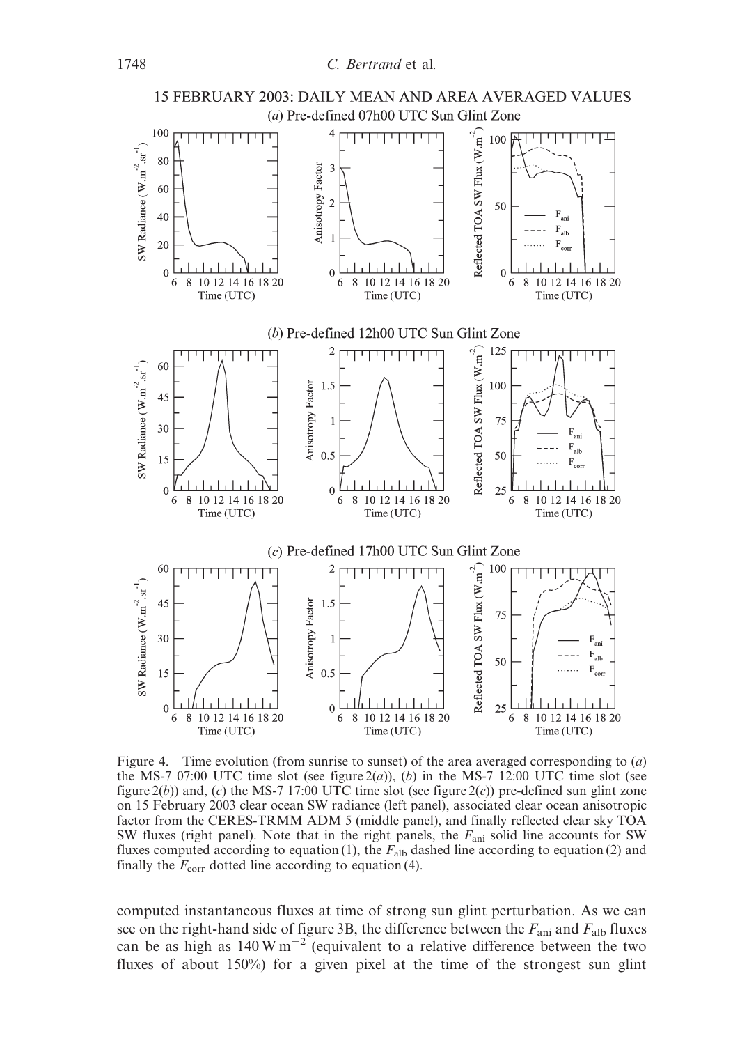Figure 4. Time evolution (from sunrise to sunset) of the area averaged corresponding to (*a*) the MS-7 07:00 UTC time slot (see figure 2(*a*)), (*b*) in the MS-7 12:00 UTC time slot (see figure 2(*b*)) and, (*c*) the MS-7 17:00 UTC time slot (see figure 2(*c*)) pre-defined sun glint zone on 15 February 2003 clear ocean SW radiance (left panel), associated clear ocean anisotropic factor from the CERES-TRMM ADM 5 (middle panel), and finally reflected clear sky TOA SW fluxes (right panel). Note that in the right panels, the $F_{ani}$ solid line accounts for SW fluxes computed according to equation (1), the $F_{alb}$ dashed line according to equation (2) and finally the $F_{corr}$ dotted line according to equation (4).

computed instantaneous fluxes at time of strong sun glint perturbation. As we can see on the right-hand side of figure 3B, the difference between the $F_{ani}$ and $F_{alb}$ fluxes can be as high as $140\,\mathrm{W\,m^{-2}}$ (equivalent to a relative difference between the two fluxes of about 150%) for a given pixel at the time of the strongest sun glint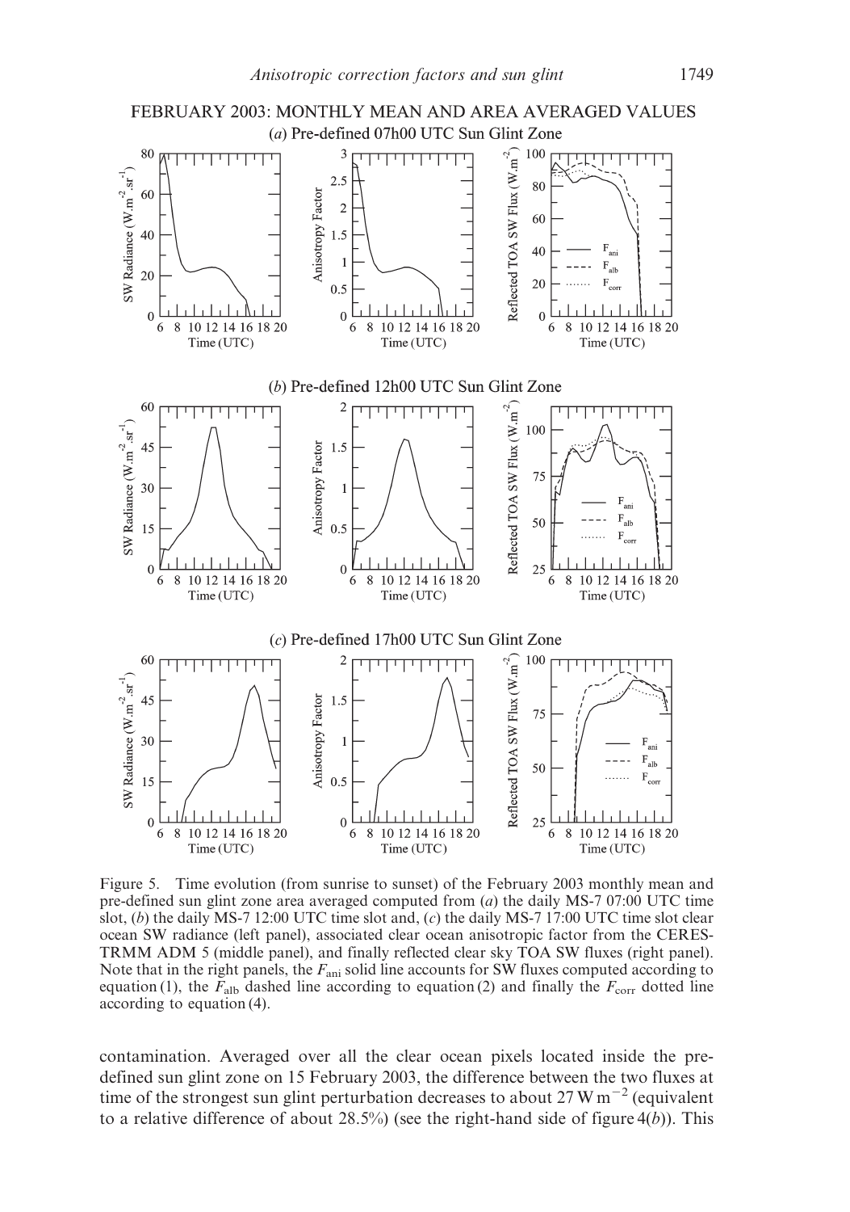Figure 5. Time evolution (from sunrise to sunset) of the February 2003 monthly mean and pre-defined sun glint zone area averaged computed from (*a*) the daily MS-7 07:00 UTC time slot, (*b*) the daily MS-7 12:00 UTC time slot and, (*c*) the daily MS-7 17:00 UTC time slot clear ocean SW radiance (left panel), associated clear ocean anisotropic factor from the CERES-TRMM ADM 5 (middle panel), and finally reflected clear sky TOA SW fluxes (right panel). Note that in the right panels, the $F_{ani}$ solid line accounts for SW fluxes computed according to equation (1), the $F_{alb}$ dashed line according to equation (2) and finally the $F_{corr}$ dotted line according to equation (4).

contamination. Averaged over all the clear ocean pixels located inside the pre-defined sun glint zone on 15 February 2003, the difference between the two fluxes at time of the strongest sun glint perturbation decreases to about 27 W m$^{-2}$ (equivalent to a relative difference of about 28.5%) (see the right-hand side of figure 4(*b*)). This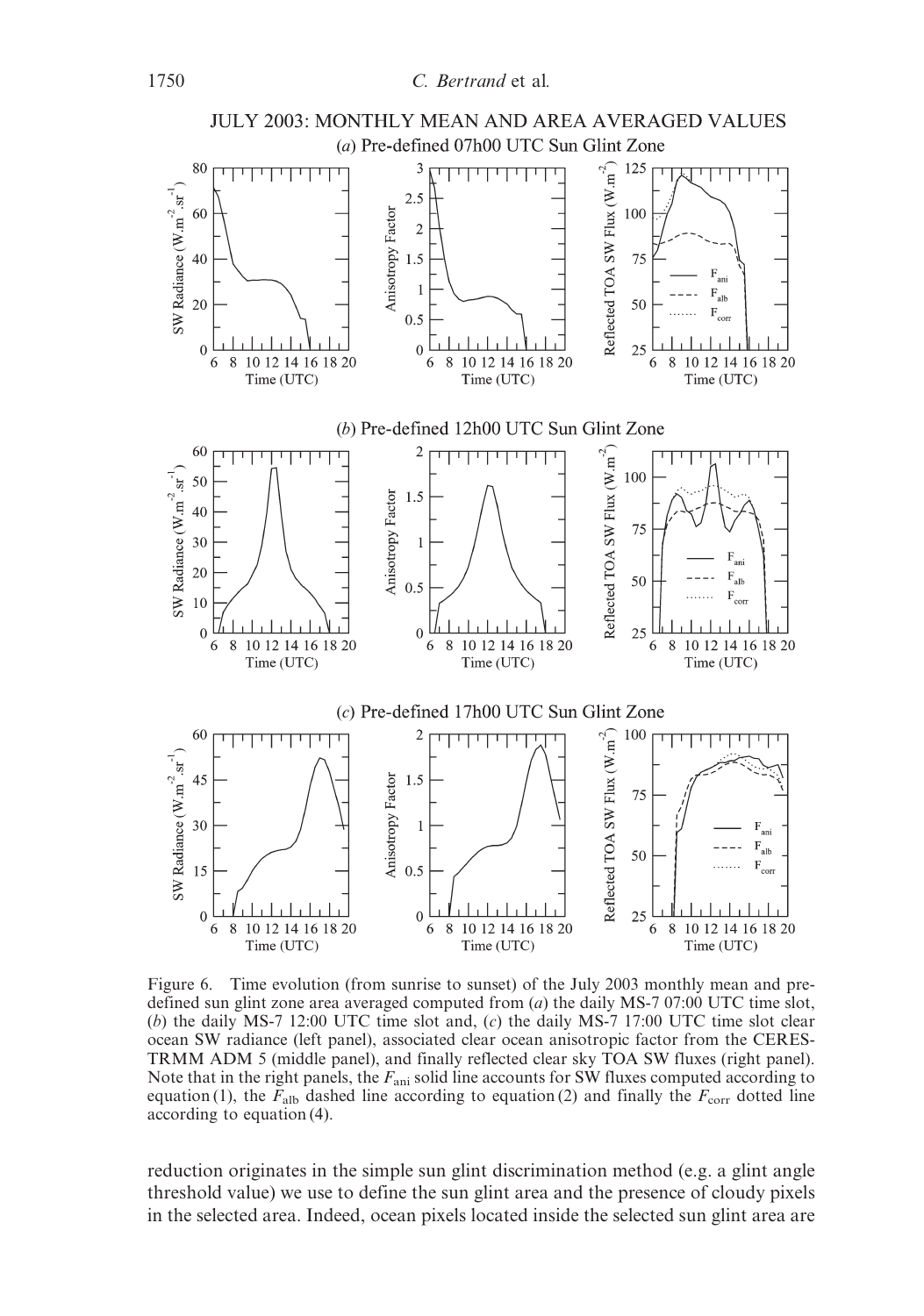JULY 2003: MONTHLY MEAN AND AREA AVERAGED VALUES

(*a*) Pre-defined 07h00 UTC Sun Glint Zone

(*b*) Pre-defined 12h00 UTC Sun Glint Zone

(*c*) Pre-defined 17h00 UTC Sun Glint Zone

Figure 6. Time evolution (from sunrise to sunset) of the July 2003 monthly mean and pre-defined sun glint zone area averaged computed from (*a*) the daily MS-7 07:00 UTC time slot, (*b*) the daily MS-7 12:00 UTC time slot and, (*c*) the daily MS-7 17:00 UTC time slot clear ocean SW radiance (left panel), associated clear ocean anisotropic factor from the CERES-TRMM ADM 5 (middle panel), and finally reflected clear sky TOA SW fluxes (right panel). Note that in the right panels, the $F_{ani}$ solid line accounts for SW fluxes computed according to equation (1), the $F_{alb}$ dashed line according to equation (2) and finally the $F_{corr}$ dotted line according to equation (4).

reduction originates in the simple sun glint discrimination method (e.g. a glint angle threshold value) we use to define the sun glint area and the presence of cloudy pixels in the selected area. Indeed, ocean pixels located inside the selected sun glint area are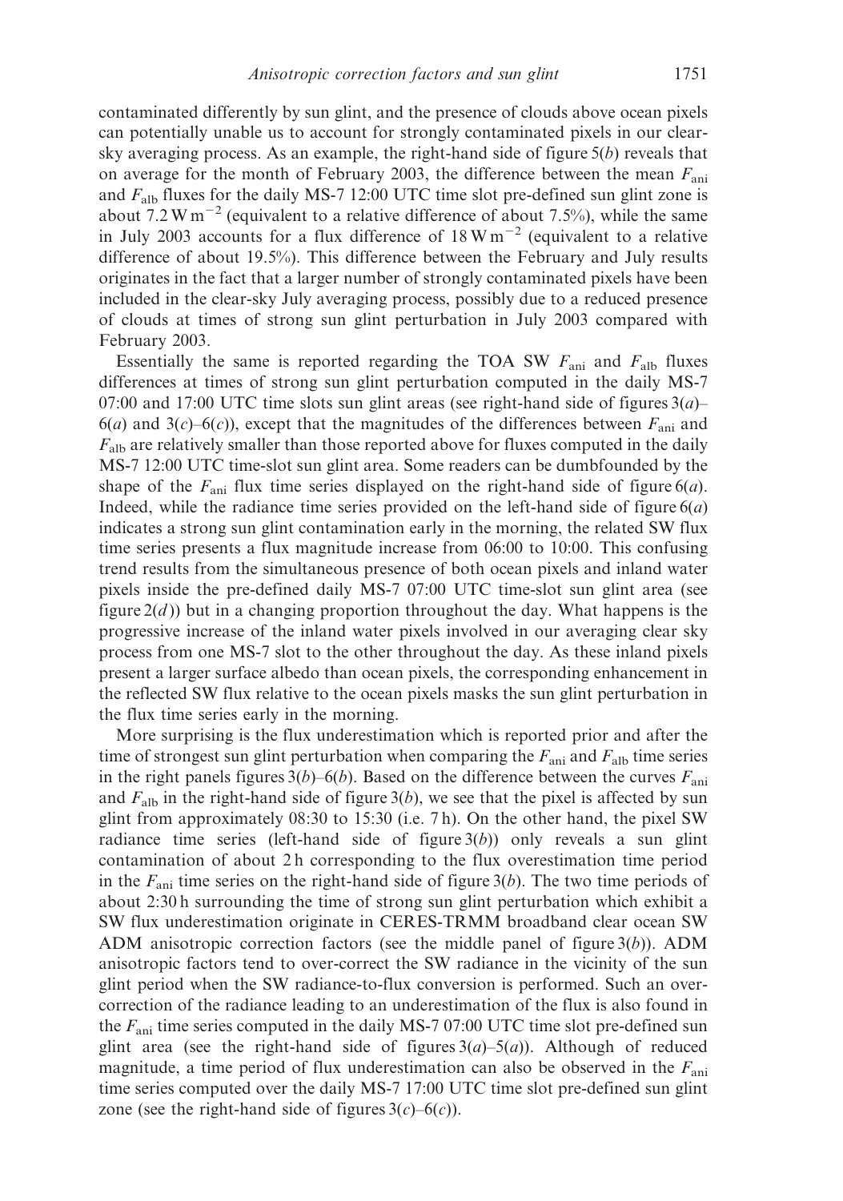contaminated differently by sun glint, and the presence of clouds above ocean pixels can potentially unable us to account for strongly contaminated pixels in our clear-sky averaging process. As an example, the right-hand side of figure 5(*b*) reveals that on average for the month of February 2003, the difference between the mean $F_{\text{ani}}$ and $F_{\text{alb}}$ fluxes for the daily MS-7 12:00 UTC time slot pre-defined sun glint zone is about $7.2\,\text{W}\,\text{m}^{-2}$ (equivalent to a relative difference of about 7.5%), while the same in July 2003 accounts for a flux difference of $18\,\text{W}\,\text{m}^{-2}$ (equivalent to a relative difference of about 19.5%). This difference between the February and July results originates in the fact that a larger number of strongly contaminated pixels have been included in the clear-sky July averaging process, possibly due to a reduced presence of clouds at times of strong sun glint perturbation in July 2003 compared with February 2003.

Essentially the same is reported regarding the TOA SW $F_{\text{ani}}$ and $F_{\text{alb}}$ fluxes differences at times of strong sun glint perturbation computed in the daily MS-7 07:00 and 17:00 UTC time slots sun glint areas (see right-hand side of figures 3(*a*)–6(*a*) and 3(*c*)–6(*c*)), except that the magnitudes of the differences between $F_{\text{ani}}$ and $F_{\text{alb}}$ are relatively smaller than those reported above for fluxes computed in the daily MS-7 12:00 UTC time-slot sun glint area. Some readers can be dumbfounded by the shape of the $F_{\text{ani}}$ flux time series displayed on the right-hand side of figure 6(*a*). Indeed, while the radiance time series provided on the left-hand side of figure 6(*a*) indicates a strong sun glint contamination early in the morning, the related SW flux time series presents a flux magnitude increase from 06:00 to 10:00. This confusing trend results from the simultaneous presence of both ocean pixels and inland water pixels inside the pre-defined daily MS-7 07:00 UTC time-slot sun glint area (see figure 2(*d*)) but in a changing proportion throughout the day. What happens is the progressive increase of the inland water pixels involved in our averaging clear sky process from one MS-7 slot to the other throughout the day. As these inland pixels present a larger surface albedo than ocean pixels, the corresponding enhancement in the reflected SW flux relative to the ocean pixels masks the sun glint perturbation in the flux time series early in the morning.

More surprising is the flux underestimation which is reported prior and after the time of strongest sun glint perturbation when comparing the $F_{\text{ani}}$ and $F_{\text{alb}}$ time series in the right panels figures 3(*b*)–6(*b*). Based on the difference between the curves $F_{\text{ani}}$ and $F_{\text{alb}}$ in the right-hand side of figure 3(*b*), we see that the pixel is affected by sun glint from approximately 08:30 to 15:30 (i.e. 7 h). On the other hand, the pixel SW radiance time series (left-hand side of figure 3(*b*)) only reveals a sun glint contamination of about 2 h corresponding to the flux overestimation time period in the $F_{\text{ani}}$ time series on the right-hand side of figure 3(*b*). The two time periods of about 2:30 h surrounding the time of strong sun glint perturbation which exhibit a SW flux underestimation originate in CERES-TRMM broadband clear ocean SW ADM anisotropic correction factors (see the middle panel of figure 3(*b*)). ADM anisotropic factors tend to over-correct the SW radiance in the vicinity of the sun glint period when the SW radiance-to-flux conversion is performed. Such an over-correction of the radiance leading to an underestimation of the flux is also found in the $F_{\text{ani}}$ time series computed in the daily MS-7 07:00 UTC time slot pre-defined sun glint area (see the right-hand side of figures 3(*a*)–5(*a*)). Although of reduced magnitude, a time period of flux underestimation can also be observed in the $F_{\text{ani}}$ time series computed over the daily MS-7 17:00 UTC time slot pre-defined sun glint zone (see the right-hand side of figures 3(*c*)–6(*c*)).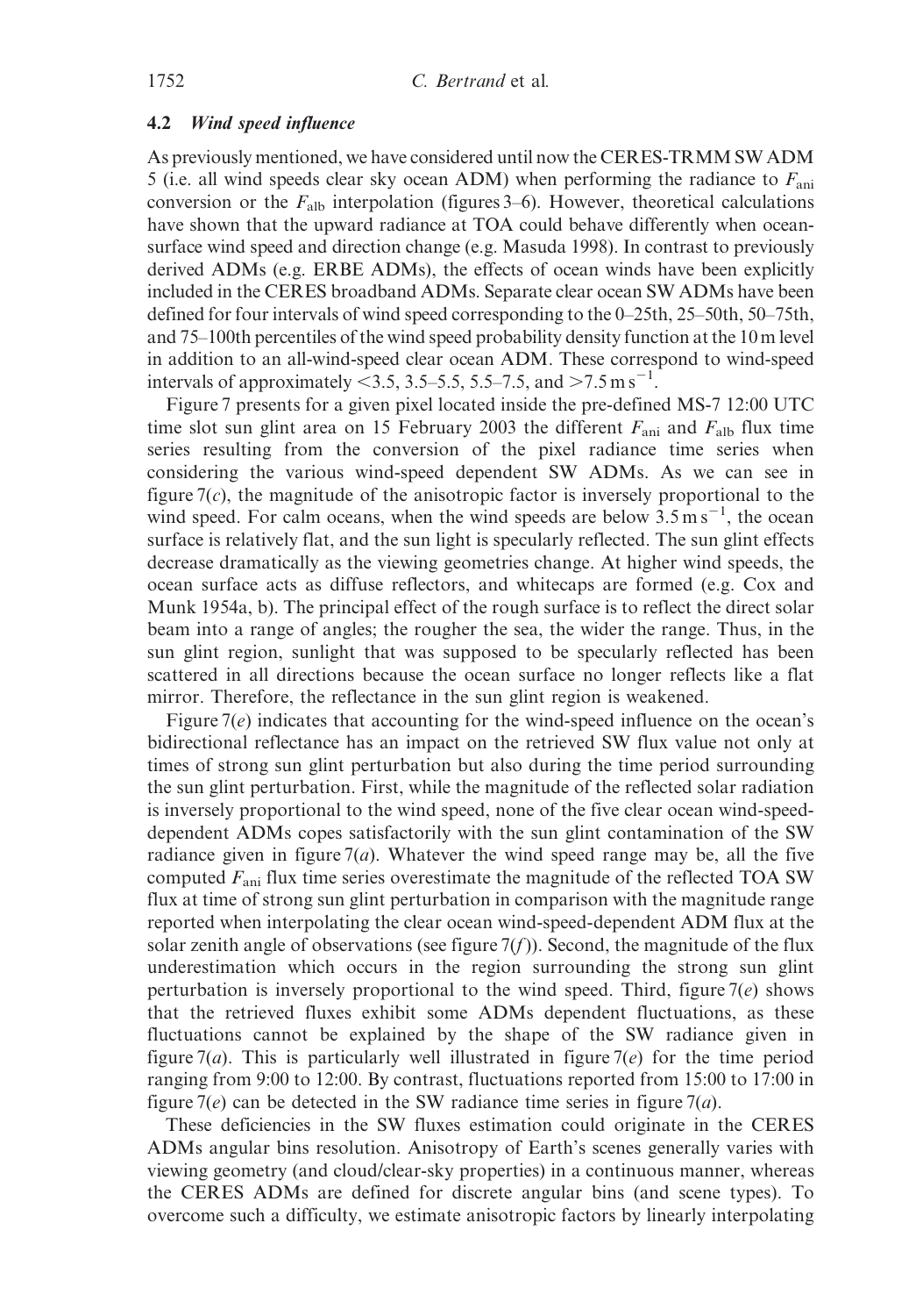### 4.2 *Wind speed influence*

As previously mentioned, we have considered until now the CERES-TRMM SW ADM 5 (i.e. all wind speeds clear sky ocean ADM) when performing the radiance to $F_{\text{ani}}$ conversion or the $F_{\text{alb}}$ interpolation (figures 3–6). However, theoretical calculations have shown that the upward radiance at TOA could behave differently when ocean-surface wind speed and direction change (e.g. Masuda 1998). In contrast to previously derived ADMs (e.g. ERBE ADMs), the effects of ocean winds have been explicitly included in the CERES broadband ADMs. Separate clear ocean SW ADMs have been defined for four intervals of wind speed corresponding to the 0–25th, 25–50th, 50–75th, and 75–100th percentiles of the wind speed probability density function at the 10 m level in addition to an all-wind-speed clear ocean ADM. These correspond to wind-speed intervals of approximately $<3.5$, 3.5–5.5, 5.5–7.5, and $>7.5\,\text{m s}^{-1}$.

Figure 7 presents for a given pixel located inside the pre-defined MS-7 12:00 UTC time slot sun glint area on 15 February 2003 the different $F_{\text{ani}}$ and $F_{\text{alb}}$ flux time series resulting from the conversion of the pixel radiance time series when considering the various wind-speed dependent SW ADMs. As we can see in figure 7(*c*), the magnitude of the anisotropic factor is inversely proportional to the wind speed. For calm oceans, when the wind speeds are below $3.5\,\text{m s}^{-1}$, the ocean surface is relatively flat, and the sun light is specularly reflected. The sun glint effects decrease dramatically as the viewing geometries change. At higher wind speeds, the ocean surface acts as diffuse reflectors, and whitecaps are formed (e.g. Cox and Munk 1954a, b). The principal effect of the rough surface is to reflect the direct solar beam into a range of angles; the rougher the sea, the wider the range. Thus, in the sun glint region, sunlight that was supposed to be specularly reflected has been scattered in all directions because the ocean surface no longer reflects like a flat mirror. Therefore, the reflectance in the sun glint region is weakened.

Figure 7(*e*) indicates that accounting for the wind-speed influence on the ocean's bidirectional reflectance has an impact on the retrieved SW flux value not only at times of strong sun glint perturbation but also during the time period surrounding the sun glint perturbation. First, while the magnitude of the reflected solar radiation is inversely proportional to the wind speed, none of the five clear ocean wind-speed-dependent ADMs copes satisfactorily with the sun glint contamination of the SW radiance given in figure 7(*a*). Whatever the wind speed range may be, all the five computed $F_{\text{ani}}$ flux time series overestimate the magnitude of the reflected TOA SW flux at time of strong sun glint perturbation in comparison with the magnitude range reported when interpolating the clear ocean wind-speed-dependent ADM flux at the solar zenith angle of observations (see figure 7(*f*)). Second, the magnitude of the flux underestimation which occurs in the region surrounding the strong sun glint perturbation is inversely proportional to the wind speed. Third, figure 7(*e*) shows that the retrieved fluxes exhibit some ADMs dependent fluctuations, as these fluctuations cannot be explained by the shape of the SW radiance given in figure 7(*a*). This is particularly well illustrated in figure 7(*e*) for the time period ranging from 9:00 to 12:00. By contrast, fluctuations reported from 15:00 to 17:00 in figure 7(*e*) can be detected in the SW radiance time series in figure 7(*a*).

These deficiencies in the SW fluxes estimation could originate in the CERES ADMs angular bins resolution. Anisotropy of Earth's scenes generally varies with viewing geometry (and cloud/clear-sky properties) in a continuous manner, whereas the CERES ADMs are defined for discrete angular bins (and scene types). To overcome such a difficulty, we estimate anisotropic factors by linearly interpolating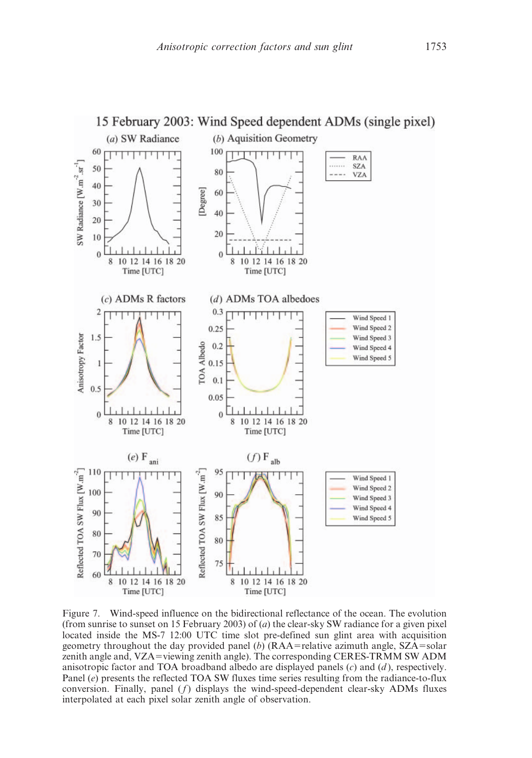Figure 7. Wind-speed influence on the bidirectional reflectance of the ocean. The evolution (from sunrise to sunset on 15 February 2003) of (*a*) the clear-sky SW radiance for a given pixel located inside the MS-7 12:00 UTC time slot pre-defined sun glint area with acquisition geometry throughout the day provided panel (*b*) (RAA=relative azimuth angle, SZA=solar zenith angle and, VZA=viewing zenith angle). The corresponding CERES-TRMM SW ADM anisotropic factor and TOA broadband albedo are displayed panels (*c*) and (*d*), respectively. Panel (*e*) presents the reflected TOA SW fluxes time series resulting from the radiance-to-flux conversion. Finally, panel (*f*) displays the wind-speed-dependent clear-sky ADMs fluxes interpolated at each pixel solar zenith angle of observation.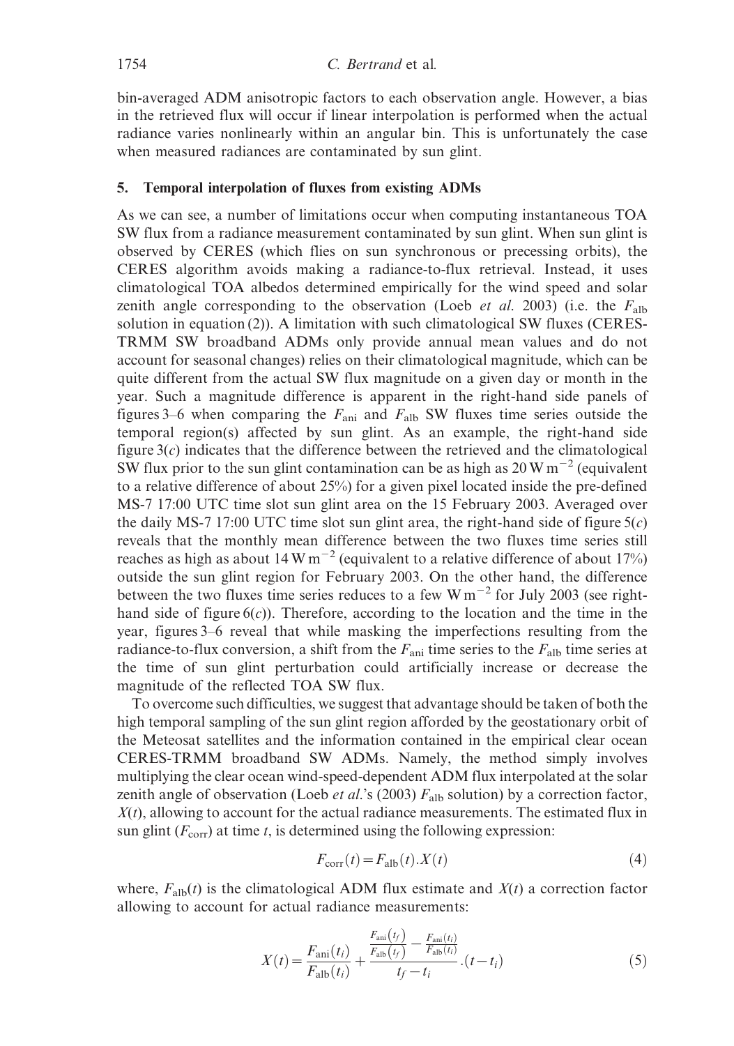bin-averaged ADM anisotropic factors to each observation angle. However, a bias in the retrieved flux will occur if linear interpolation is performed when the actual radiance varies nonlinearly within an angular bin. This is unfortunately the case when measured radiances are contaminated by sun glint.

## 5. Temporal interpolation of fluxes from existing ADMs

As we can see, a number of limitations occur when computing instantaneous TOA SW flux from a radiance measurement contaminated by sun glint. When sun glint is observed by CERES (which flies on sun synchronous or precessing orbits), the CERES algorithm avoids making a radiance-to-flux retrieval. Instead, it uses climatological TOA albedos determined empirically for the wind speed and solar zenith angle corresponding to the observation (Loeb *et al.* 2003) (i.e. the $F_{alb}$ solution in equation (2)). A limitation with such climatological SW fluxes (CERES-TRMM SW broadband ADMs only provide annual mean values and do not account for seasonal changes) relies on their climatological magnitude, which can be quite different from the actual SW flux magnitude on a given day or month in the year. Such a magnitude difference is apparent in the right-hand side panels of figures 3–6 when comparing the $F_{ani}$ and $F_{alb}$ SW fluxes time series outside the temporal region(s) affected by sun glint. As an example, the right-hand side figure 3(*c*) indicates that the difference between the retrieved and the climatological SW flux prior to the sun glint contamination can be as high as $20\,\mathrm{W\,m^{-2}}$ (equivalent to a relative difference of about 25%) for a given pixel located inside the pre-defined MS-7 17:00 UTC time slot sun glint area on the 15 February 2003. Averaged over the daily MS-7 17:00 UTC time slot sun glint area, the right-hand side of figure 5(*c*) reveals that the monthly mean difference between the two fluxes time series still reaches as high as about $14\,\mathrm{W\,m^{-2}}$ (equivalent to a relative difference of about 17%) outside the sun glint region for February 2003. On the other hand, the difference between the two fluxes time series reduces to a few $\mathrm{W\,m^{-2}}$ for July 2003 (see right-hand side of figure 6(*c*)). Therefore, according to the location and the time in the year, figures 3–6 reveal that while masking the imperfections resulting from the radiance-to-flux conversion, a shift from the $F_{ani}$ time series to the $F_{alb}$ time series at the time of sun glint perturbation could artificially increase or decrease the magnitude of the reflected TOA SW flux.

To overcome such difficulties, we suggest that advantage should be taken of both the high temporal sampling of the sun glint region afforded by the geostationary orbit of the Meteosat satellites and the information contained in the empirical clear ocean CERES-TRMM broadband SW ADMs. Namely, the method simply involves multiplying the clear ocean wind-speed-dependent ADM flux interpolated at the solar zenith angle of observation (Loeb *et al.*'s (2003) $F_{alb}$ solution) by a correction factor, $X(t)$, allowing to account for the actual radiance measurements. The estimated flux in sun glint ($F_{corr}$) at time $t$, is determined using the following expression:

$$F_{corr}(t) = F_{alb}(t).X(t) \tag{4}$$

where, $F_{alb}(t)$ is the climatological ADM flux estimate and $X(t)$ a correction factor allowing to account for actual radiance measurements:

$$X(t) = \frac{F_{ani}(t_i)}{F_{alb}(t_i)} + \frac{\frac{F_{ani}(t_f)}{F_{alb}(t_f)} - \frac{F_{ani}(t_i)}{F_{alb}(t_i)}}{t_f - t_i}.(t - t_i) \tag{5}$$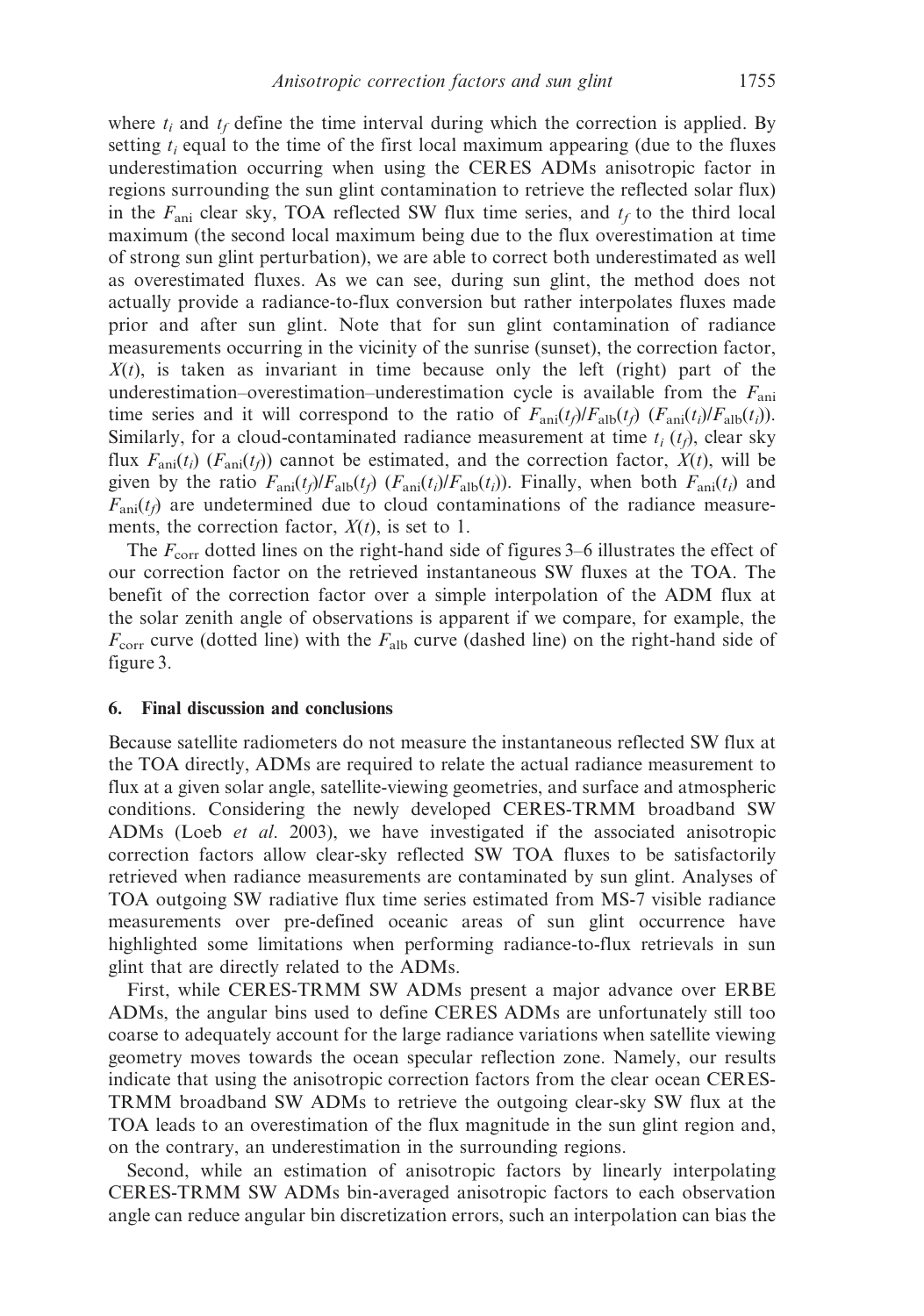where $t_i$ and $t_f$ define the time interval during which the correction is applied. By setting $t_i$ equal to the time of the first local maximum appearing (due to the fluxes underestimation occurring when using the CERES ADMs anisotropic factor in regions surrounding the sun glint contamination to retrieve the reflected solar flux) in the $F_{\mathrm{ani}}$ clear sky, TOA reflected SW flux time series, and $t_f$ to the third local maximum (the second local maximum being due to the flux overestimation at time of strong sun glint perturbation), we are able to correct both underestimated as well as overestimated fluxes. As we can see, during sun glint, the method does not actually provide a radiance-to-flux conversion but rather interpolates fluxes made prior and after sun glint. Note that for sun glint contamination of radiance measurements occurring in the vicinity of the sunrise (sunset), the correction factor, $X(t)$, is taken as invariant in time because only the left (right) part of the underestimation–overestimation–underestimation cycle is available from the $F_{\mathrm{ani}}$ time series and it will correspond to the ratio of $F_{\mathrm{ani}}(t_f)/F_{\mathrm{alb}}(t_f)$ $(F_{\mathrm{ani}}(t_i)/F_{\mathrm{alb}}(t_i))$. Similarly, for a cloud-contaminated radiance measurement at time $t_i$ $(t_f)$, clear sky flux $F_{\mathrm{ani}}(t_i)$ $(F_{\mathrm{ani}}(t_f))$ cannot be estimated, and the correction factor, $X(t)$, will be given by the ratio $F_{\mathrm{ani}}(t_f)/F_{\mathrm{alb}}(t_f)$ $(F_{\mathrm{ani}}(t_i)/F_{\mathrm{alb}}(t_i))$. Finally, when both $F_{\mathrm{ani}}(t_i)$ and $F_{\mathrm{ani}}(t_f)$ are undetermined due to cloud contaminations of the radiance measurements, the correction factor, $X(t)$, is set to 1.

The $F_{\mathrm{corr}}$ dotted lines on the right-hand side of figures 3–6 illustrates the effect of our correction factor on the retrieved instantaneous SW fluxes at the TOA. The benefit of the correction factor over a simple interpolation of the ADM flux at the solar zenith angle of observations is apparent if we compare, for example, the $F_{\mathrm{corr}}$ curve (dotted line) with the $F_{\mathrm{alb}}$ curve (dashed line) on the right-hand side of figure 3.

## 6. Final discussion and conclusions

Because satellite radiometers do not measure the instantaneous reflected SW flux at the TOA directly, ADMs are required to relate the actual radiance measurement to flux at a given solar angle, satellite-viewing geometries, and surface and atmospheric conditions. Considering the newly developed CERES-TRMM broadband SW ADMs (Loeb *et al*. 2003), we have investigated if the associated anisotropic correction factors allow clear-sky reflected SW TOA fluxes to be satisfactorily retrieved when radiance measurements are contaminated by sun glint. Analyses of TOA outgoing SW radiative flux time series estimated from MS-7 visible radiance measurements over pre-defined oceanic areas of sun glint occurrence have highlighted some limitations when performing radiance-to-flux retrievals in sun glint that are directly related to the ADMs.

First, while CERES-TRMM SW ADMs present a major advance over ERBE ADMs, the angular bins used to define CERES ADMs are unfortunately still too coarse to adequately account for the large radiance variations when satellite viewing geometry moves towards the ocean specular reflection zone. Namely, our results indicate that using the anisotropic correction factors from the clear ocean CERES-TRMM broadband SW ADMs to retrieve the outgoing clear-sky SW flux at the TOA leads to an overestimation of the flux magnitude in the sun glint region and, on the contrary, an underestimation in the surrounding regions.

Second, while an estimation of anisotropic factors by linearly interpolating CERES-TRMM SW ADMs bin-averaged anisotropic factors to each observation angle can reduce angular bin discretization errors, such an interpolation can bias the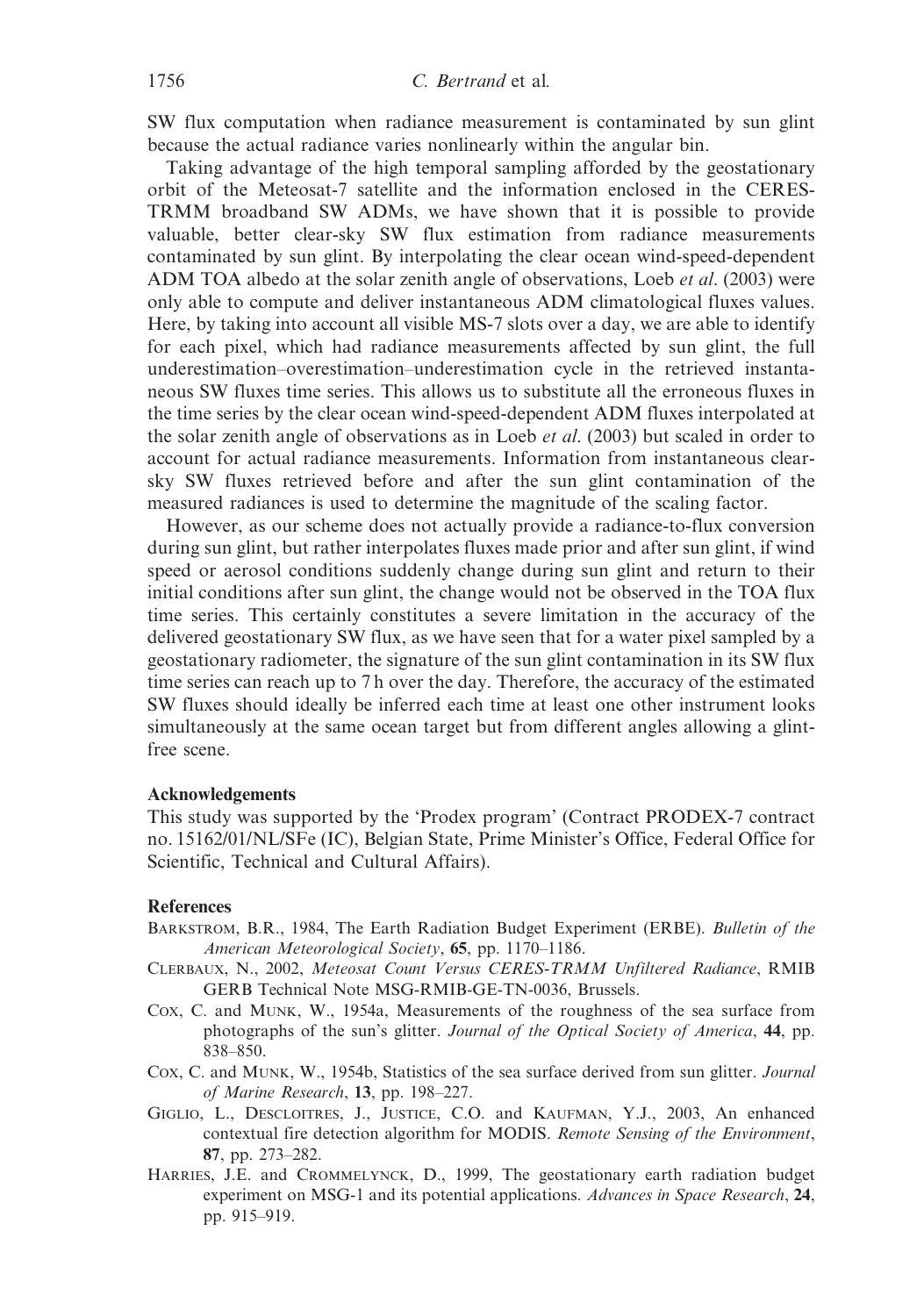SW flux computation when radiance measurement is contaminated by sun glint because the actual radiance varies nonlinearly within the angular bin.

Taking advantage of the high temporal sampling afforded by the geostationary orbit of the Meteosat-7 satellite and the information enclosed in the CERES-TRMM broadband SW ADMs, we have shown that it is possible to provide valuable, better clear-sky SW flux estimation from radiance measurements contaminated by sun glint. By interpolating the clear ocean wind-speed-dependent ADM TOA albedo at the solar zenith angle of observations, Loeb *et al*. (2003) were only able to compute and deliver instantaneous ADM climatological fluxes values. Here, by taking into account all visible MS-7 slots over a day, we are able to identify for each pixel, which had radiance measurements affected by sun glint, the full underestimation–overestimation–underestimation cycle in the retrieved instantaneous SW fluxes time series. This allows us to substitute all the erroneous fluxes in the time series by the clear ocean wind-speed-dependent ADM fluxes interpolated at the solar zenith angle of observations as in Loeb *et al*. (2003) but scaled in order to account for actual radiance measurements. Information from instantaneous clear-sky SW fluxes retrieved before and after the sun glint contamination of the measured radiances is used to determine the magnitude of the scaling factor.

However, as our scheme does not actually provide a radiance-to-flux conversion during sun glint, but rather interpolates fluxes made prior and after sun glint, if wind speed or aerosol conditions suddenly change during sun glint and return to their initial conditions after sun glint, the change would not be observed in the TOA flux time series. This certainly constitutes a severe limitation in the accuracy of the delivered geostationary SW flux, as we have seen that for a water pixel sampled by a geostationary radiometer, the signature of the sun glint contamination in its SW flux time series can reach up to 7 h over the day. Therefore, the accuracy of the estimated SW fluxes should ideally be inferred each time at least one other instrument looks simultaneously at the same ocean target but from different angles allowing a glint-free scene.

## Acknowledgements

This study was supported by the 'Prodex program' (Contract PRODEX-7 contract no. 15162/01/NL/SFe (IC), Belgian State, Prime Minister's Office, Federal Office for Scientific, Technical and Cultural Affairs).

## References

Barkstrom, B.R., 1984, The Earth Radiation Budget Experiment (ERBE). *Bulletin of the American Meteorological Society*, **65**, pp. 1170–1186.

Clerbaux, N., 2002, *Meteosat Count Versus CERES-TRMM Unfiltered Radiance*, RMIB GERB Technical Note MSG-RMIB-GE-TN-0036, Brussels.

Cox, C. and Munk, W., 1954a, Measurements of the roughness of the sea surface from photographs of the sun's glitter. *Journal of the Optical Society of America*, **44**, pp. 838–850.

Cox, C. and Munk, W., 1954b, Statistics of the sea surface derived from sun glitter. *Journal of Marine Research*, **13**, pp. 198–227.

Giglio, L., Descloitres, J., Justice, C.O. and Kaufman, Y.J., 2003, An enhanced contextual fire detection algorithm for MODIS. *Remote Sensing of the Environment*, **87**, pp. 273–282.

Harries, J.E. and Crommelynck, D., 1999, The geostationary earth radiation budget experiment on MSG-1 and its potential applications. *Advances in Space Research*, **24**, pp. 915–919.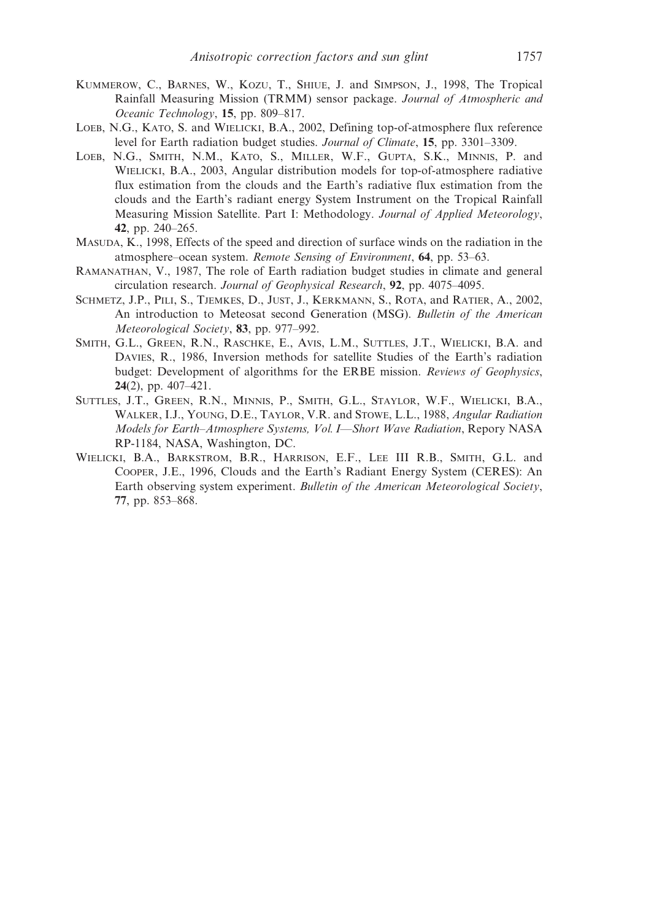KUMMEROW, C., BARNES, W., KOZU, T., SHIUE, J. and SIMPSON, J., 1998, The Tropical Rainfall Measuring Mission (TRMM) sensor package. *Journal of Atmospheric and Oceanic Technology*, **15**, pp. 809–817.

LOEB, N.G., KATO, S. and WIELICKI, B.A., 2002, Defining top-of-atmosphere flux reference level for Earth radiation budget studies. *Journal of Climate*, **15**, pp. 3301–3309.

LOEB, N.G., SMITH, N.M., KATO, S., MILLER, W.F., GUPTA, S.K., MINNIS, P. and WIELICKI, B.A., 2003, Angular distribution models for top-of-atmosphere radiative flux estimation from the clouds and the Earth's radiative flux estimation from the clouds and the Earth's radiant energy System Instrument on the Tropical Rainfall Measuring Mission Satellite. Part I: Methodology. *Journal of Applied Meteorology*, **42**, pp. 240–265.

MASUDA, K., 1998, Effects of the speed and direction of surface winds on the radiation in the atmosphere–ocean system. *Remote Sensing of Environment*, **64**, pp. 53–63.

RAMANATHAN, V., 1987, The role of Earth radiation budget studies in climate and general circulation research. *Journal of Geophysical Research*, **92**, pp. 4075–4095.

SCHMETZ, J.P., PILI, S., TJEMKES, D., JUST, J., KERKMANN, S., ROTA, and RATIER, A., 2002, An introduction to Meteosat second Generation (MSG). *Bulletin of the American Meteorological Society*, **83**, pp. 977–992.

SMITH, G.L., GREEN, R.N., RASCHKE, E., AVIS, L.M., SUTTLES, J.T., WIELICKI, B.A. and DAVIES, R., 1986, Inversion methods for satellite Studies of the Earth's radiation budget: Development of algorithms for the ERBE mission. *Reviews of Geophysics*, **24**(2), pp. 407–421.

SUTTLES, J.T., GREEN, R.N., MINNIS, P., SMITH, G.L., STAYLOR, W.F., WIELICKI, B.A., WALKER, I.J., YOUNG, D.E., TAYLOR, V.R. and STOWE, L.L., 1988, *Angular Radiation Models for Earth–Atmosphere Systems, Vol. I—Short Wave Radiation*, Repory NASA RP-1184, NASA, Washington, DC.

WIELICKI, B.A., BARKSTROM, B.R., HARRISON, E.F., LEE III R.B., SMITH, G.L. and COOPER, J.E., 1996, Clouds and the Earth's Radiant Energy System (CERES): An Earth observing system experiment. *Bulletin of the American Meteorological Society*, **77**, pp. 853–868.